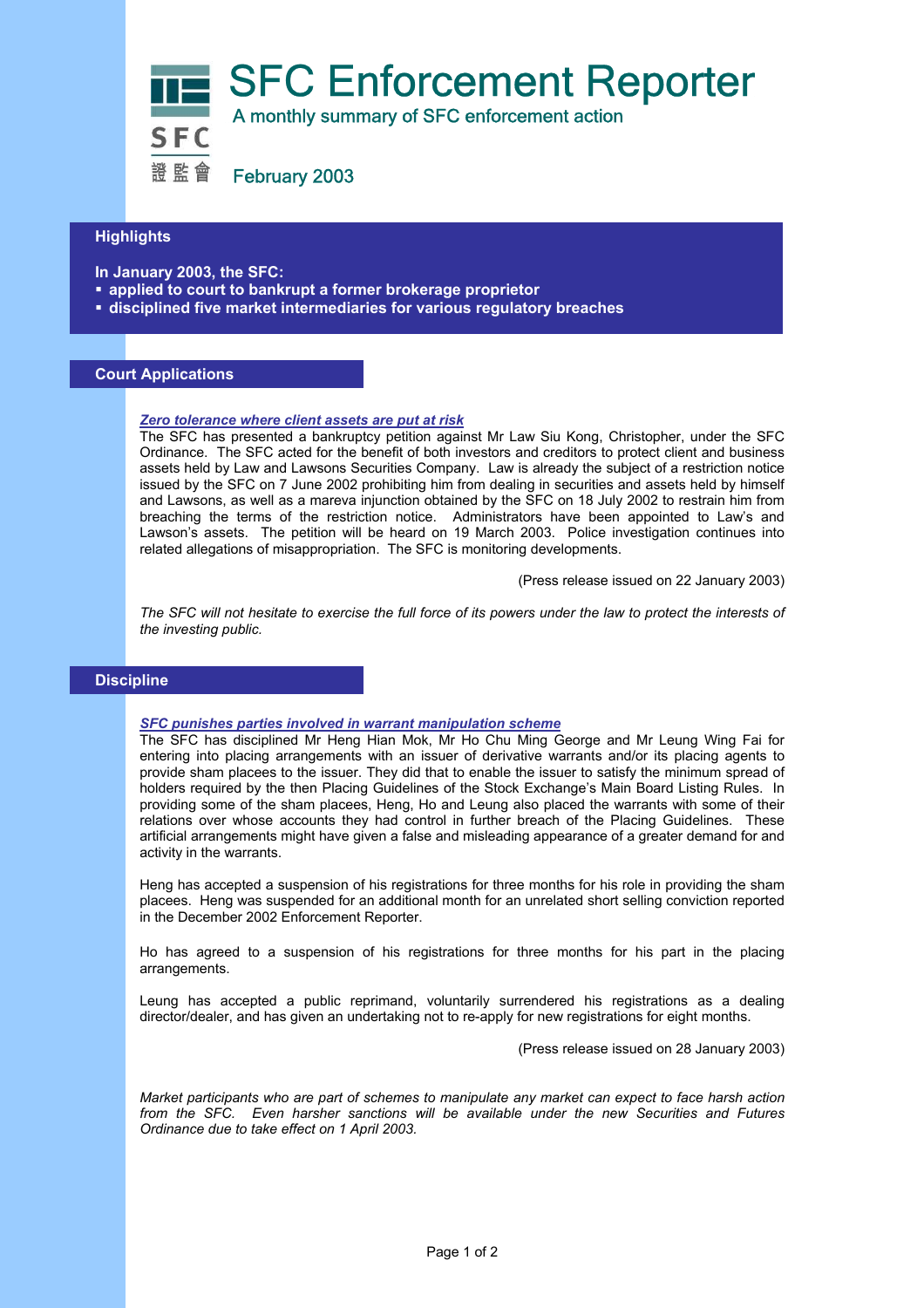# SFC Enforcement Reporter

A monthly summary of SFC enforcement action

SFC 證監會

February 2003

## Highlights

**In January 2003, the SFC:**

- **applied to court to bankrupt a former brokerage proprietor**
- **disciplined five market intermediaries for various regulatory breaches**

## Court Applications

***Zero tolerance where client assets are put at risk***

The SFC has presented a bankruptcy petition against Mr Law Siu Kong, Christopher, under the SFC Ordinance. The SFC acted for the benefit of both investors and creditors to protect client and business assets held by Law and Lawsons Securities Company. Law is already the subject of a restriction notice issued by the SFC on 7 June 2002 prohibiting him from dealing in securities and assets held by himself and Lawsons, as well as a mareva injunction obtained by the SFC on 18 July 2002 to restrain him from breaching the terms of the restriction notice. Administrators have been appointed to Law's and Lawson's assets. The petition will be heard on 19 March 2003. Police investigation continues into related allegations of misappropriation. The SFC is monitoring developments.

(Press release issued on 22 January 2003)

*The SFC will not hesitate to exercise the full force of its powers under the law to protect the interests of the investing public.*

## Discipline

***SFC punishes parties involved in warrant manipulation scheme***

The SFC has disciplined Mr Heng Hian Mok, Mr Ho Chu Ming George and Mr Leung Wing Fai for entering into placing arrangements with an issuer of derivative warrants and/or its placing agents to provide sham placees to the issuer. They did that to enable the issuer to satisfy the minimum spread of holders required by the then Placing Guidelines of the Stock Exchange's Main Board Listing Rules. In providing some of the sham placees, Heng, Ho and Leung also placed the warrants with some of their relations over whose accounts they had control in further breach of the Placing Guidelines. These artificial arrangements might have given a false and misleading appearance of a greater demand for and activity in the warrants.

Heng has accepted a suspension of his registrations for three months for his role in providing the sham placees. Heng was suspended for an additional month for an unrelated short selling conviction reported in the December 2002 Enforcement Reporter.

Ho has agreed to a suspension of his registrations for three months for his part in the placing arrangements.

Leung has accepted a public reprimand, voluntarily surrendered his registrations as a dealing director/dealer, and has given an undertaking not to re-apply for new registrations for eight months.

(Press release issued on 28 January 2003)

*Market participants who are part of schemes to manipulate any market can expect to face harsh action from the SFC. Even harsher sanctions will be available under the new Securities and Futures Ordinance due to take effect on 1 April 2003.*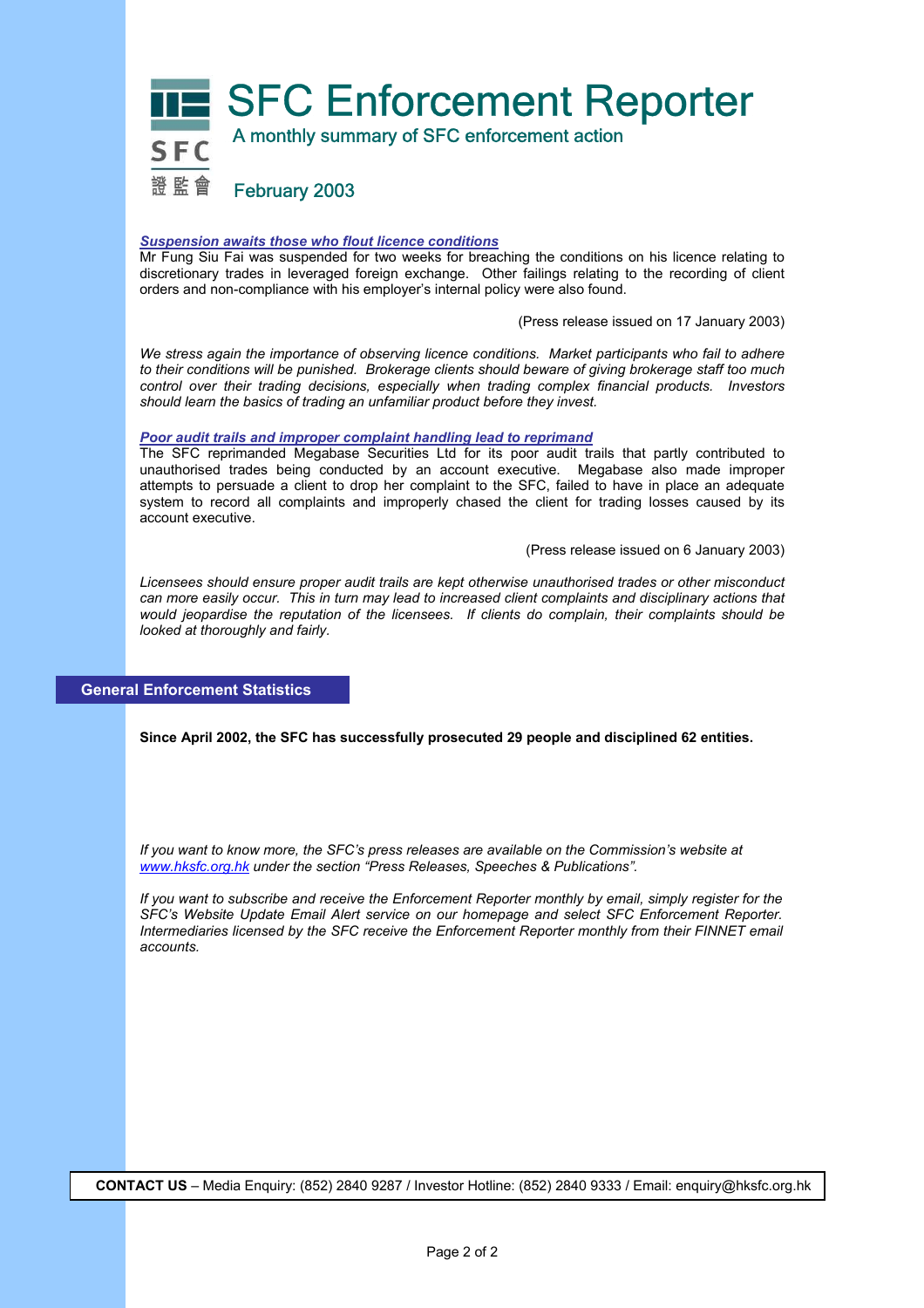# SFC Enforcement Reporter

A monthly summary of SFC enforcement action

SFC

證監會

February 2003

***Suspension awaits those who flout licence conditions***

Mr Fung Siu Fai was suspended for two weeks for breaching the conditions on his licence relating to discretionary trades in leveraged foreign exchange. Other failings relating to the recording of client orders and non-compliance with his employer's internal policy were also found.

(Press release issued on 17 January 2003)

*We stress again the importance of observing licence conditions. Market participants who fail to adhere to their conditions will be punished. Brokerage clients should beware of giving brokerage staff too much control over their trading decisions, especially when trading complex financial products. Investors should learn the basics of trading an unfamiliar product before they invest.*

***Poor audit trails and improper complaint handling lead to reprimand***

The SFC reprimanded Megabase Securities Ltd for its poor audit trails that partly contributed to unauthorised trades being conducted by an account executive. Megabase also made improper attempts to persuade a client to drop her complaint to the SFC, failed to have in place an adequate system to record all complaints and improperly chased the client for trading losses caused by its account executive.

(Press release issued on 6 January 2003)

*Licensees should ensure proper audit trails are kept otherwise unauthorised trades or other misconduct can more easily occur. This in turn may lead to increased client complaints and disciplinary actions that would jeopardise the reputation of the licensees. If clients do complain, their complaints should be looked at thoroughly and fairly.*

## General Enforcement Statistics

**Since April 2002, the SFC has successfully prosecuted 29 people and disciplined 62 entities.**

*If you want to know more, the SFC's press releases are available on the Commission's website at www.hksfc.org.hk under the section "Press Releases, Speeches & Publications".*

*If you want to subscribe and receive the Enforcement Reporter monthly by email, simply register for the SFC's Website Update Email Alert service on our homepage and select SFC Enforcement Reporter. Intermediaries licensed by the SFC receive the Enforcement Reporter monthly from their FINNET email accounts.*

**CONTACT US** – Media Enquiry: (852) 2840 9287 / Investor Hotline: (852) 2840 9333 / Email: enquiry@hksfc.org.hk